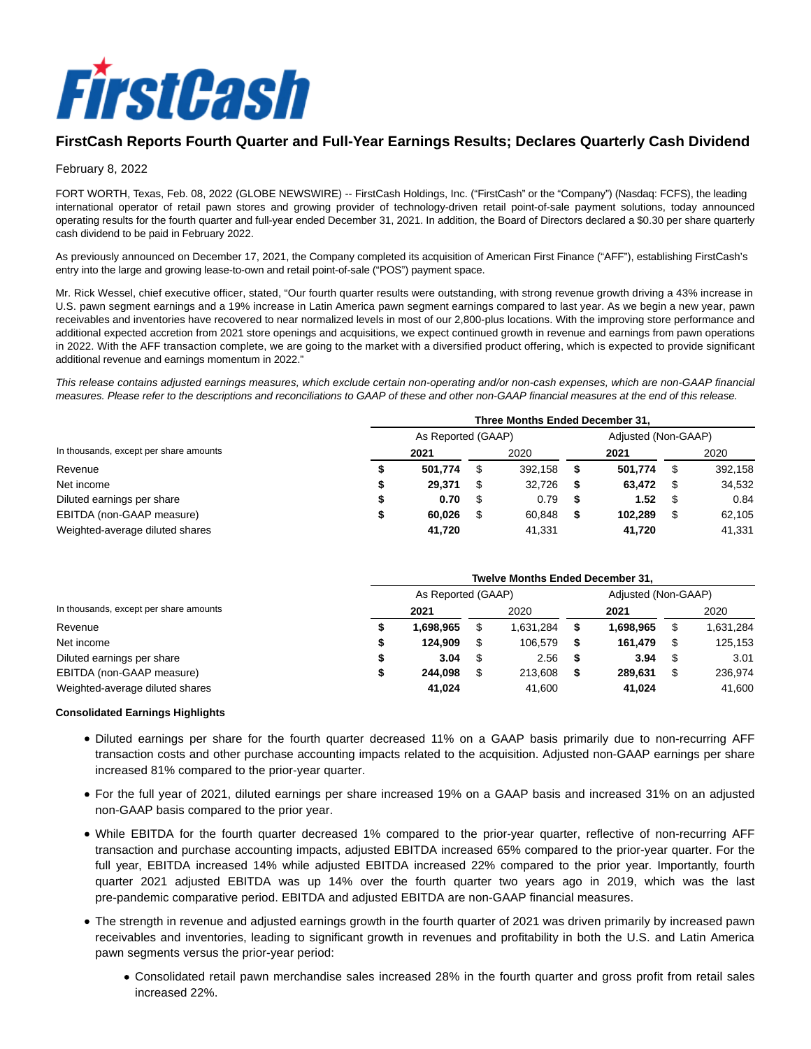FirstCash

# FirstCash Reports Fourth Quarter and Full-Year Earnings Results; Declares Quarterly Cash Dividend

February 8, 2022

FORT WORTH, Texas, Feb. 08, 2022 (GLOBE NEWSWIRE) -- FirstCash Holdings, Inc. ("FirstCash" or the "Company") (Nasdaq: FCFS), the leading international operator of retail pawn stores and growing provider of technology-driven retail point-of-sale payment solutions, today announced operating results for the fourth quarter and full-year ended December 31, 2021. In addition, the Board of Directors declared a $0.30 per share quarterly cash dividend to be paid in February 2022.

As previously announced on December 17, 2021, the Company completed its acquisition of American First Finance ("AFF"), establishing FirstCash's entry into the large and growing lease-to-own and retail point-of-sale ("POS") payment space.

Mr. Rick Wessel, chief executive officer, stated, "Our fourth quarter results were outstanding, with strong revenue growth driving a 43% increase in U.S. pawn segment earnings and a 19% increase in Latin America pawn segment earnings compared to last year. As we begin a new year, pawn receivables and inventories have recovered to near normalized levels in most of our 2,800-plus locations. With the improving store performance and additional expected accretion from 2021 store openings and acquisitions, we expect continued growth in revenue and earnings from pawn operations in 2022. With the AFF transaction complete, we are going to the market with a diversified product offering, which is expected to provide significant additional revenue and earnings momentum in 2022."

*This release contains adjusted earnings measures, which exclude certain non-operating and/or non-cash expenses, which are non-GAAP financial measures. Please refer to the descriptions and reconciliations to GAAP of these and other non-GAAP financial measures at the end of this release.*

| | Three Months Ended December 31, | | | |
|---|---|---|---|---|
| | As Reported (GAAP) | | Adjusted (Non-GAAP) | |
| In thousands, except per share amounts | **2021** | 2020 | **2021** | 2020 |
| Revenue | **$ 501,774** | $ 392,158 | **$ 501,774** | $ 392,158 |
| Net income | **$ 29,371** | $ 32,726 | **$ 63,472** | $ 34,532 |
| Diluted earnings per share | **$ 0.70** | $ 0.79 | **$ 1.52** | $ 0.84 |
| EBITDA (non-GAAP measure) | **$ 60,026** | $ 60,848 | **$ 102,289** | $ 62,105 |
| Weighted-average diluted shares | **41,720** | 41,331 | **41,720** | 41,331 |

| | Twelve Months Ended December 31, | | | |
|---|---|---|---|---|
| | As Reported (GAAP) | | Adjusted (Non-GAAP) | |
| In thousands, except per share amounts | **2021** | 2020 | **2021** | 2020 |
| Revenue | **$ 1,698,965** | $ 1,631,284 | **$ 1,698,965** | $ 1,631,284 |
| Net income | **$ 124,909** | $ 106,579 | **$ 161,479** | $ 125,153 |
| Diluted earnings per share | **$ 3.04** | $ 2.56 | **$ 3.94** | $ 3.01 |
| EBITDA (non-GAAP measure) | **$ 244,098** | $ 213,608 | **$ 289,631** | $ 236,974 |
| Weighted-average diluted shares | **41,024** | 41,600 | **41,024** | 41,600 |

**Consolidated Earnings Highlights**

- Diluted earnings per share for the fourth quarter decreased 11% on a GAAP basis primarily due to non-recurring AFF transaction costs and other purchase accounting impacts related to the acquisition. Adjusted non-GAAP earnings per share increased 81% compared to the prior-year quarter.
- For the full year of 2021, diluted earnings per share increased 19% on a GAAP basis and increased 31% on an adjusted non-GAAP basis compared to the prior year.
- While EBITDA for the fourth quarter decreased 1% compared to the prior-year quarter, reflective of non-recurring AFF transaction and purchase accounting impacts, adjusted EBITDA increased 65% compared to the prior-year quarter. For the full year, EBITDA increased 14% while adjusted EBITDA increased 22% compared to the prior year. Importantly, fourth quarter 2021 adjusted EBITDA was up 14% over the fourth quarter two years ago in 2019, which was the last pre-pandemic comparative period. EBITDA and adjusted EBITDA are non-GAAP financial measures.
- The strength in revenue and adjusted earnings growth in the fourth quarter of 2021 was driven primarily by increased pawn receivables and inventories, leading to significant growth in revenues and profitability in both the U.S. and Latin America pawn segments versus the prior-year period:
  - Consolidated retail pawn merchandise sales increased 28% in the fourth quarter and gross profit from retail sales increased 22%.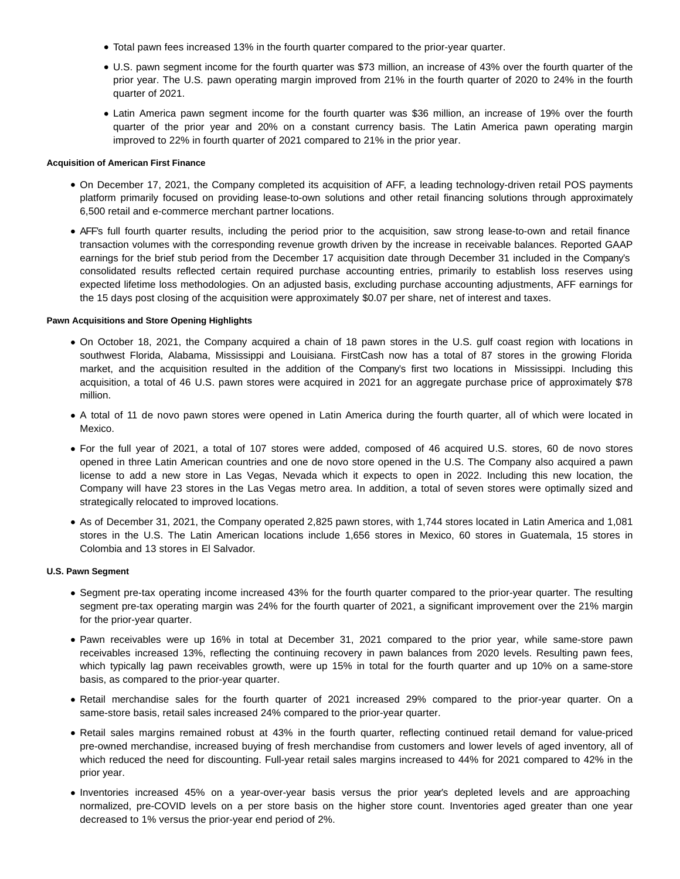- Total pawn fees increased 13% in the fourth quarter compared to the prior-year quarter.
- U.S. pawn segment income for the fourth quarter was $73 million, an increase of 43% over the fourth quarter of the prior year. The U.S. pawn operating margin improved from 21% in the fourth quarter of 2020 to 24% in the fourth quarter of 2021.
- Latin America pawn segment income for the fourth quarter was $36 million, an increase of 19% over the fourth quarter of the prior year and 20% on a constant currency basis. The Latin America pawn operating margin improved to 22% in fourth quarter of 2021 compared to 21% in the prior year.

**Acquisition of American First Finance**

- On December 17, 2021, the Company completed its acquisition of AFF, a leading technology-driven retail POS payments platform primarily focused on providing lease-to-own solutions and other retail financing solutions through approximately 6,500 retail and e-commerce merchant partner locations.
- AFF's full fourth quarter results, including the period prior to the acquisition, saw strong lease-to-own and retail finance transaction volumes with the corresponding revenue growth driven by the increase in receivable balances. Reported GAAP earnings for the brief stub period from the December 17 acquisition date through December 31 included in the Company's consolidated results reflected certain required purchase accounting entries, primarily to establish loss reserves using expected lifetime loss methodologies. On an adjusted basis, excluding purchase accounting adjustments, AFF earnings for the 15 days post closing of the acquisition were approximately $0.07 per share, net of interest and taxes.

**Pawn Acquisitions and Store Opening Highlights**

- On October 18, 2021, the Company acquired a chain of 18 pawn stores in the U.S. gulf coast region with locations in southwest Florida, Alabama, Mississippi and Louisiana. FirstCash now has a total of 87 stores in the growing Florida market, and the acquisition resulted in the addition of the Company's first two locations in Mississippi. Including this acquisition, a total of 46 U.S. pawn stores were acquired in 2021 for an aggregate purchase price of approximately $78 million.
- A total of 11 de novo pawn stores were opened in Latin America during the fourth quarter, all of which were located in Mexico.
- For the full year of 2021, a total of 107 stores were added, composed of 46 acquired U.S. stores, 60 de novo stores opened in three Latin American countries and one de novo store opened in the U.S. The Company also acquired a pawn license to add a new store in Las Vegas, Nevada which it expects to open in 2022. Including this new location, the Company will have 23 stores in the Las Vegas metro area. In addition, a total of seven stores were optimally sized and strategically relocated to improved locations.
- As of December 31, 2021, the Company operated 2,825 pawn stores, with 1,744 stores located in Latin America and 1,081 stores in the U.S. The Latin American locations include 1,656 stores in Mexico, 60 stores in Guatemala, 15 stores in Colombia and 13 stores in El Salvador.

**U.S. Pawn Segment**

- Segment pre-tax operating income increased 43% for the fourth quarter compared to the prior-year quarter. The resulting segment pre-tax operating margin was 24% for the fourth quarter of 2021, a significant improvement over the 21% margin for the prior-year quarter.
- Pawn receivables were up 16% in total at December 31, 2021 compared to the prior year, while same-store pawn receivables increased 13%, reflecting the continuing recovery in pawn balances from 2020 levels. Resulting pawn fees, which typically lag pawn receivables growth, were up 15% in total for the fourth quarter and up 10% on a same-store basis, as compared to the prior-year quarter.
- Retail merchandise sales for the fourth quarter of 2021 increased 29% compared to the prior-year quarter. On a same-store basis, retail sales increased 24% compared to the prior-year quarter.
- Retail sales margins remained robust at 43% in the fourth quarter, reflecting continued retail demand for value-priced pre-owned merchandise, increased buying of fresh merchandise from customers and lower levels of aged inventory, all of which reduced the need for discounting. Full-year retail sales margins increased to 44% for 2021 compared to 42% in the prior year.
- Inventories increased 45% on a year-over-year basis versus the prior year's depleted levels and are approaching normalized, pre-COVID levels on a per store basis on the higher store count. Inventories aged greater than one year decreased to 1% versus the prior-year end period of 2%.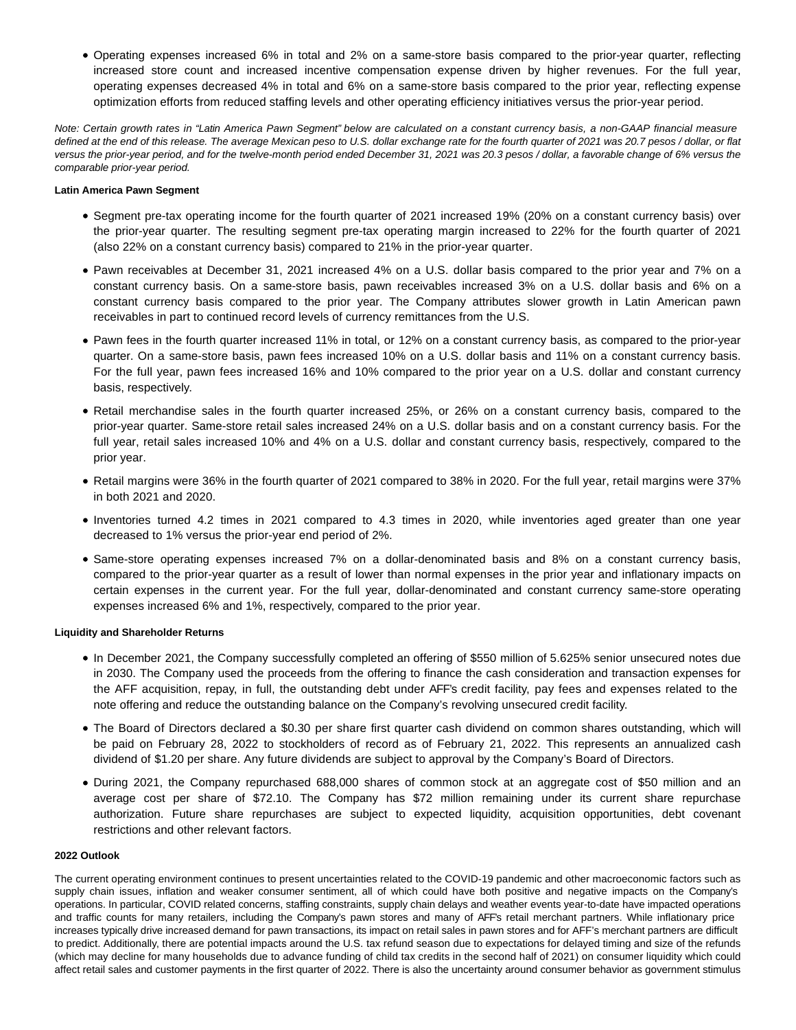- Operating expenses increased 6% in total and 2% on a same-store basis compared to the prior-year quarter, reflecting increased store count and increased incentive compensation expense driven by higher revenues. For the full year, operating expenses decreased 4% in total and 6% on a same-store basis compared to the prior year, reflecting expense optimization efforts from reduced staffing levels and other operating efficiency initiatives versus the prior-year period.

*Note: Certain growth rates in "Latin America Pawn Segment" below are calculated on a constant currency basis, a non-GAAP financial measure defined at the end of this release. The average Mexican peso to U.S. dollar exchange rate for the fourth quarter of 2021 was 20.7 pesos / dollar, or flat versus the prior-year period, and for the twelve-month period ended December 31, 2021 was 20.3 pesos / dollar, a favorable change of 6% versus the comparable prior-year period.*

**Latin America Pawn Segment**

- Segment pre-tax operating income for the fourth quarter of 2021 increased 19% (20% on a constant currency basis) over the prior-year quarter. The resulting segment pre-tax operating margin increased to 22% for the fourth quarter of 2021 (also 22% on a constant currency basis) compared to 21% in the prior-year quarter.
- Pawn receivables at December 31, 2021 increased 4% on a U.S. dollar basis compared to the prior year and 7% on a constant currency basis. On a same-store basis, pawn receivables increased 3% on a U.S. dollar basis and 6% on a constant currency basis compared to the prior year. The Company attributes slower growth in Latin American pawn receivables in part to continued record levels of currency remittances from the U.S.
- Pawn fees in the fourth quarter increased 11% in total, or 12% on a constant currency basis, as compared to the prior-year quarter. On a same-store basis, pawn fees increased 10% on a U.S. dollar basis and 11% on a constant currency basis. For the full year, pawn fees increased 16% and 10% compared to the prior year on a U.S. dollar and constant currency basis, respectively.
- Retail merchandise sales in the fourth quarter increased 25%, or 26% on a constant currency basis, compared to the prior-year quarter. Same-store retail sales increased 24% on a U.S. dollar basis and on a constant currency basis. For the full year, retail sales increased 10% and 4% on a U.S. dollar and constant currency basis, respectively, compared to the prior year.
- Retail margins were 36% in the fourth quarter of 2021 compared to 38% in 2020. For the full year, retail margins were 37% in both 2021 and 2020.
- Inventories turned 4.2 times in 2021 compared to 4.3 times in 2020, while inventories aged greater than one year decreased to 1% versus the prior-year end period of 2%.
- Same-store operating expenses increased 7% on a dollar-denominated basis and 8% on a constant currency basis, compared to the prior-year quarter as a result of lower than normal expenses in the prior year and inflationary impacts on certain expenses in the current year. For the full year, dollar-denominated and constant currency same-store operating expenses increased 6% and 1%, respectively, compared to the prior year.

**Liquidity and Shareholder Returns**

- In December 2021, the Company successfully completed an offering of $550 million of 5.625% senior unsecured notes due in 2030. The Company used the proceeds from the offering to finance the cash consideration and transaction expenses for the AFF acquisition, repay, in full, the outstanding debt under AFF's credit facility, pay fees and expenses related to the note offering and reduce the outstanding balance on the Company's revolving unsecured credit facility.
- The Board of Directors declared a $0.30 per share first quarter cash dividend on common shares outstanding, which will be paid on February 28, 2022 to stockholders of record as of February 21, 2022. This represents an annualized cash dividend of $1.20 per share. Any future dividends are subject to approval by the Company's Board of Directors.
- During 2021, the Company repurchased 688,000 shares of common stock at an aggregate cost of $50 million and an average cost per share of $72.10. The Company has $72 million remaining under its current share repurchase authorization. Future share repurchases are subject to expected liquidity, acquisition opportunities, debt covenant restrictions and other relevant factors.

**2022 Outlook**

The current operating environment continues to present uncertainties related to the COVID-19 pandemic and other macroeconomic factors such as supply chain issues, inflation and weaker consumer sentiment, all of which could have both positive and negative impacts on the Company's operations. In particular, COVID related concerns, staffing constraints, supply chain delays and weather events year-to-date have impacted operations and traffic counts for many retailers, including the Company's pawn stores and many of AFF's retail merchant partners. While inflationary price increases typically drive increased demand for pawn transactions, its impact on retail sales in pawn stores and for AFF's merchant partners are difficult to predict. Additionally, there are potential impacts around the U.S. tax refund season due to expectations for delayed timing and size of the refunds (which may decline for many households due to advance funding of child tax credits in the second half of 2021) on consumer liquidity which could affect retail sales and customer payments in the first quarter of 2022. There is also the uncertainty around consumer behavior as government stimulus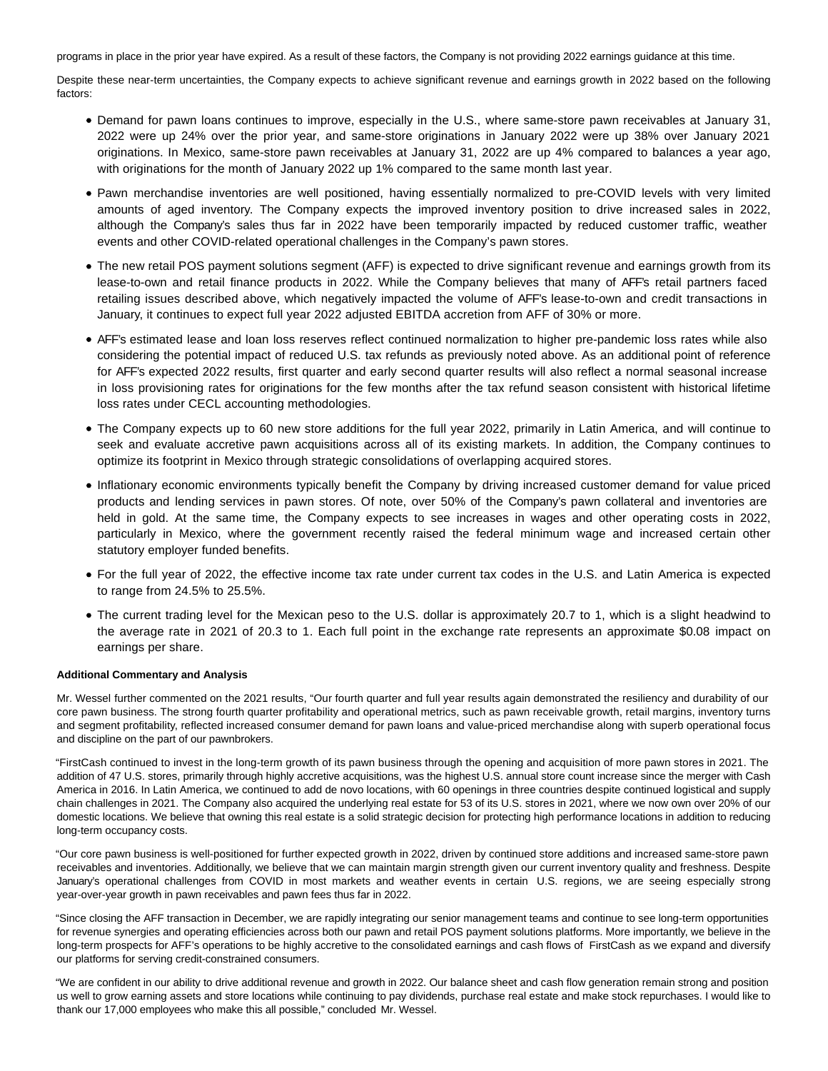programs in place in the prior year have expired. As a result of these factors, the Company is not providing 2022 earnings guidance at this time.

Despite these near-term uncertainties, the Company expects to achieve significant revenue and earnings growth in 2022 based on the following factors:

- Demand for pawn loans continues to improve, especially in the U.S., where same-store pawn receivables at January 31, 2022 were up 24% over the prior year, and same-store originations in January 2022 were up 38% over January 2021 originations. In Mexico, same-store pawn receivables at January 31, 2022 are up 4% compared to balances a year ago, with originations for the month of January 2022 up 1% compared to the same month last year.
- Pawn merchandise inventories are well positioned, having essentially normalized to pre-COVID levels with very limited amounts of aged inventory. The Company expects the improved inventory position to drive increased sales in 2022, although the Company's sales thus far in 2022 have been temporarily impacted by reduced customer traffic, weather events and other COVID-related operational challenges in the Company's pawn stores.
- The new retail POS payment solutions segment (AFF) is expected to drive significant revenue and earnings growth from its lease-to-own and retail finance products in 2022. While the Company believes that many of AFF's retail partners faced retailing issues described above, which negatively impacted the volume of AFF's lease-to-own and credit transactions in January, it continues to expect full year 2022 adjusted EBITDA accretion from AFF of 30% or more.
- AFF's estimated lease and loan loss reserves reflect continued normalization to higher pre-pandemic loss rates while also considering the potential impact of reduced U.S. tax refunds as previously noted above. As an additional point of reference for AFF's expected 2022 results, first quarter and early second quarter results will also reflect a normal seasonal increase in loss provisioning rates for originations for the few months after the tax refund season consistent with historical lifetime loss rates under CECL accounting methodologies.
- The Company expects up to 60 new store additions for the full year 2022, primarily in Latin America, and will continue to seek and evaluate accretive pawn acquisitions across all of its existing markets. In addition, the Company continues to optimize its footprint in Mexico through strategic consolidations of overlapping acquired stores.
- Inflationary economic environments typically benefit the Company by driving increased customer demand for value priced products and lending services in pawn stores. Of note, over 50% of the Company's pawn collateral and inventories are held in gold. At the same time, the Company expects to see increases in wages and other operating costs in 2022, particularly in Mexico, where the government recently raised the federal minimum wage and increased certain other statutory employer funded benefits.
- For the full year of 2022, the effective income tax rate under current tax codes in the U.S. and Latin America is expected to range from 24.5% to 25.5%.
- The current trading level for the Mexican peso to the U.S. dollar is approximately 20.7 to 1, which is a slight headwind to the average rate in 2021 of 20.3 to 1. Each full point in the exchange rate represents an approximate $0.08 impact on earnings per share.

**Additional Commentary and Analysis**

Mr. Wessel further commented on the 2021 results, "Our fourth quarter and full year results again demonstrated the resiliency and durability of our core pawn business. The strong fourth quarter profitability and operational metrics, such as pawn receivable growth, retail margins, inventory turns and segment profitability, reflected increased consumer demand for pawn loans and value-priced merchandise along with superb operational focus and discipline on the part of our pawnbrokers.

"FirstCash continued to invest in the long-term growth of its pawn business through the opening and acquisition of more pawn stores in 2021. The addition of 47 U.S. stores, primarily through highly accretive acquisitions, was the highest U.S. annual store count increase since the merger with Cash America in 2016. In Latin America, we continued to add de novo locations, with 60 openings in three countries despite continued logistical and supply chain challenges in 2021. The Company also acquired the underlying real estate for 53 of its U.S. stores in 2021, where we now own over 20% of our domestic locations. We believe that owning this real estate is a solid strategic decision for protecting high performance locations in addition to reducing long-term occupancy costs.

"Our core pawn business is well-positioned for further expected growth in 2022, driven by continued store additions and increased same-store pawn receivables and inventories. Additionally, we believe that we can maintain margin strength given our current inventory quality and freshness. Despite January's operational challenges from COVID in most markets and weather events in certain U.S. regions, we are seeing especially strong year-over-year growth in pawn receivables and pawn fees thus far in 2022.

"Since closing the AFF transaction in December, we are rapidly integrating our senior management teams and continue to see long-term opportunities for revenue synergies and operating efficiencies across both our pawn and retail POS payment solutions platforms. More importantly, we believe in the long-term prospects for AFF's operations to be highly accretive to the consolidated earnings and cash flows of FirstCash as we expand and diversify our platforms for serving credit-constrained consumers.

"We are confident in our ability to drive additional revenue and growth in 2022. Our balance sheet and cash flow generation remain strong and position us well to grow earning assets and store locations while continuing to pay dividends, purchase real estate and make stock repurchases. I would like to thank our 17,000 employees who make this all possible," concluded Mr. Wessel.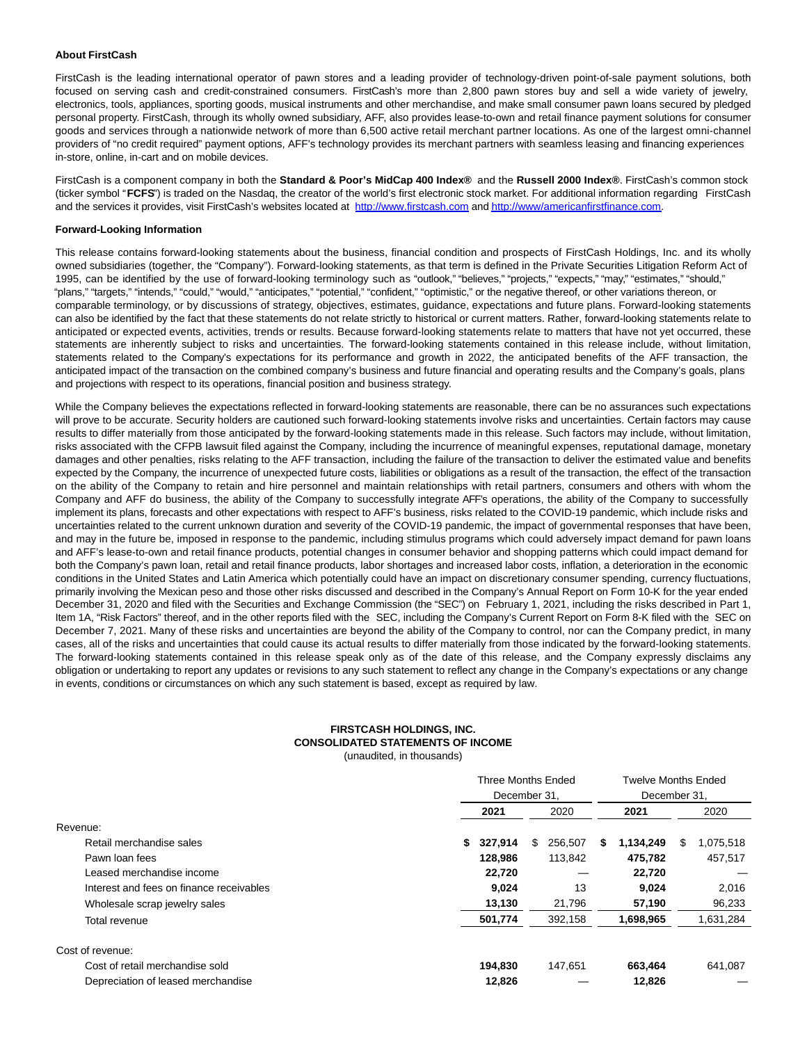**About FirstCash**

FirstCash is the leading international operator of pawn stores and a leading provider of technology-driven point-of-sale payment solutions, both focused on serving cash and credit-constrained consumers. FirstCash's more than 2,800 pawn stores buy and sell a wide variety of jewelry, electronics, tools, appliances, sporting goods, musical instruments and other merchandise, and make small consumer pawn loans secured by pledged personal property. FirstCash, through its wholly owned subsidiary, AFF, also provides lease-to-own and retail finance payment solutions for consumer goods and services through a nationwide network of more than 6,500 active retail merchant partner locations. As one of the largest omni-channel providers of "no credit required" payment options, AFF's technology provides its merchant partners with seamless leasing and financing experiences in-store, online, in-cart and on mobile devices.

FirstCash is a component company in both the **Standard & Poor's MidCap 400 Index®** and the **Russell 2000 Index®**. FirstCash's common stock (ticker symbol "**FCFS**") is traded on the Nasdaq, the creator of the world's first electronic stock market. For additional information regarding FirstCash and the services it provides, visit FirstCash's websites located at http://www.firstcash.com and http://www/americanfirstfinance.com.

**Forward-Looking Information**

This release contains forward-looking statements about the business, financial condition and prospects of FirstCash Holdings, Inc. and its wholly owned subsidiaries (together, the "Company"). Forward-looking statements, as that term is defined in the Private Securities Litigation Reform Act of 1995, can be identified by the use of forward-looking terminology such as "outlook," "believes," "projects," "expects," "may," "estimates," "should," "plans," "targets," "intends," "could," "would," "anticipates," "potential," "confident," "optimistic," or the negative thereof, or other variations thereon, or comparable terminology, or by discussions of strategy, objectives, estimates, guidance, expectations and future plans. Forward-looking statements can also be identified by the fact that these statements do not relate strictly to historical or current matters. Rather, forward-looking statements relate to anticipated or expected events, activities, trends or results. Because forward-looking statements relate to matters that have not yet occurred, these statements are inherently subject to risks and uncertainties. The forward-looking statements contained in this release include, without limitation, statements related to the Company's expectations for its performance and growth in 2022, the anticipated benefits of the AFF transaction, the anticipated impact of the transaction on the combined company's business and future financial and operating results and the Company's goals, plans and projections with respect to its operations, financial position and business strategy.

While the Company believes the expectations reflected in forward-looking statements are reasonable, there can be no assurances such expectations will prove to be accurate. Security holders are cautioned such forward-looking statements involve risks and uncertainties. Certain factors may cause results to differ materially from those anticipated by the forward-looking statements made in this release. Such factors may include, without limitation, risks associated with the CFPB lawsuit filed against the Company, including the incurrence of meaningful expenses, reputational damage, monetary damages and other penalties, risks relating to the AFF transaction, including the failure of the transaction to deliver the estimated value and benefits expected by the Company, the incurrence of unexpected future costs, liabilities or obligations as a result of the transaction, the effect of the transaction on the ability of the Company to retain and hire personnel and maintain relationships with retail partners, consumers and others with whom the Company and AFF do business, the ability of the Company to successfully integrate AFF's operations, the ability of the Company to successfully implement its plans, forecasts and other expectations with respect to AFF's business, risks related to the COVID-19 pandemic, which include risks and uncertainties related to the current unknown duration and severity of the COVID-19 pandemic, the impact of governmental responses that have been, and may in the future be, imposed in response to the pandemic, including stimulus programs which could adversely impact demand for pawn loans and AFF's lease-to-own and retail finance products, potential changes in consumer behavior and shopping patterns which could impact demand for both the Company's pawn loan, retail and retail finance products, labor shortages and increased labor costs, inflation, a deterioration in the economic conditions in the United States and Latin America which potentially could have an impact on discretionary consumer spending, currency fluctuations, primarily involving the Mexican peso and those other risks discussed and described in the Company's Annual Report on Form 10-K for the year ended December 31, 2020 and filed with the Securities and Exchange Commission (the "SEC") on February 1, 2021, including the risks described in Part 1, Item 1A, "Risk Factors" thereof, and in the other reports filed with the SEC, including the Company's Current Report on Form 8-K filed with the SEC on December 7, 2021. Many of these risks and uncertainties are beyond the ability of the Company to control, nor can the Company predict, in many cases, all of the risks and uncertainties that could cause its actual results to differ materially from those indicated by the forward-looking statements. The forward-looking statements contained in this release speak only as of the date of this release, and the Company expressly disclaims any obligation or undertaking to report any updates or revisions to any such statement to reflect any change in the Company's expectations or any change in events, conditions or circumstances on which any such statement is based, except as required by law.

**FIRSTCASH HOLDINGS, INC.**
**CONSOLIDATED STATEMENTS OF INCOME**
(unaudited, in thousands)

| | Three Months Ended December 31, | | Twelve Months Ended December 31, | |
|---|---|---|---|---|
| | **2021** | 2020 | **2021** | 2020 |
| Revenue: | | | | |
| Retail merchandise sales | **$ 327,914** | $ 256,507 | **$ 1,134,249** | $ 1,075,518 |
| Pawn loan fees | **128,986** | 113,842 | **475,782** | 457,517 |
| Leased merchandise income | **22,720** | — | **22,720** | — |
| Interest and fees on finance receivables | **9,024** | 13 | **9,024** | 2,016 |
| Wholesale scrap jewelry sales | **13,130** | 21,796 | **57,190** | 96,233 |
| Total revenue | **501,774** | 392,158 | **1,698,965** | 1,631,284 |
| Cost of revenue: | | | | |
| Cost of retail merchandise sold | **194,830** | 147,651 | **663,464** | 641,087 |
| Depreciation of leased merchandise | **12,826** | — | **12,826** | — |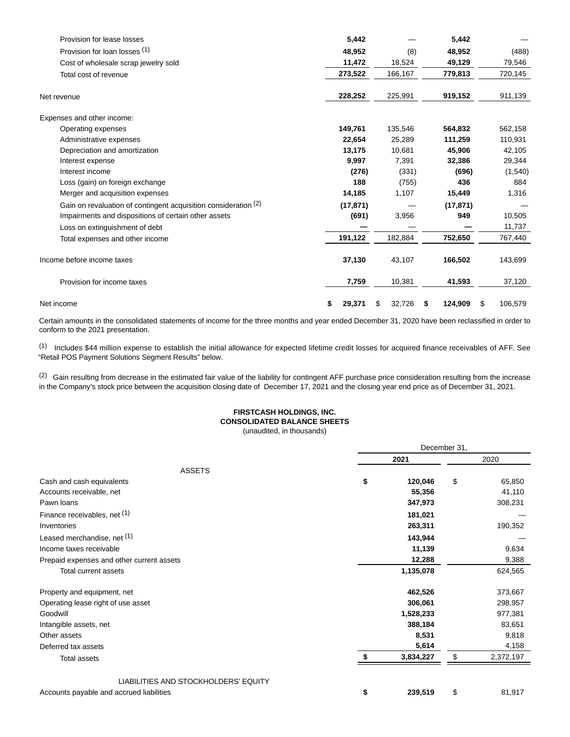| | | | | |
|---|---|---|---|---|
| Provision for lease losses | **5,442** | — | **5,442** | — |
| Provision for loan losses [1] | **48,952** | (8) | **48,952** | (488) |
| Cost of wholesale scrap jewelry sold | **11,472** | 18,524 | **49,129** | 79,546 |
| Total cost of revenue | **273,522** | 166,167 | **779,813** | 720,145 |
| Net revenue | **228,252** | 225,991 | **919,152** | 911,139 |
| Expenses and other income: | | | | |
| Operating expenses | **149,761** | 135,546 | **564,832** | 562,158 |
| Administrative expenses | **22,654** | 25,289 | **111,259** | 110,931 |
| Depreciation and amortization | **13,175** | 10,681 | **45,906** | 42,105 |
| Interest expense | **9,997** | 7,391 | **32,386** | 29,344 |
| Interest income | **(276)** | (331) | **(696)** | (1,540) |
| Loss (gain) on foreign exchange | **188** | (755) | **436** | 884 |
| Merger and acquisition expenses | **14,185** | 1,107 | **15,449** | 1,316 |
| Gain on revaluation of contingent acquisition consideration [2] | **(17,871)** | — | **(17,871)** | — |
| Impairments and dispositions of certain other assets | **(691)** | 3,956 | **949** | 10,505 |
| Loss on extinguishment of debt | **—** | — | **—** | 11,737 |
| Total expenses and other income | **191,122** | 182,884 | **752,650** | 767,440 |
| Income before income taxes | **37,130** | 43,107 | **166,502** | 143,699 |
| Provision for income taxes | **7,759** | 10,381 | **41,593** | 37,120 |
| Net income | **$ 29,371** | $ 32,726 | **$ 124,909** | $ 106,579 |

Certain amounts in the consolidated statements of income for the three months and year ended December 31, 2020 have been reclassified in order to conform to the 2021 presentation.

[1] Includes $44 million expense to establish the initial allowance for expected lifetime credit losses for acquired finance receivables of AFF. See "Retail POS Payment Solutions Segment Results" below.

[2] Gain resulting from decrease in the estimated fair value of the liability for contingent AFF purchase price consideration resulting from the increase in the Company's stock price between the acquisition closing date of December 17, 2021 and the closing year end price as of December 31, 2021.

**FIRSTCASH HOLDINGS, INC.**
**CONSOLIDATED BALANCE SHEETS**
(unaudited, in thousands)

| | December 31, | |
|---|---|---|
| | **2021** | 2020 |
| ASSETS | | |
| Cash and cash equivalents | **$ 120,046** | $ 65,850 |
| Accounts receivable, net | **55,356** | 41,110 |
| Pawn loans | **347,973** | 308,231 |
| Finance receivables, net [1] | **181,021** | — |
| Inventories | **263,311** | 190,352 |
| Leased merchandise, net [1] | **143,944** | — |
| Income taxes receivable | **11,139** | 9,634 |
| Prepaid expenses and other current assets | **12,288** | 9,388 |
| Total current assets | **1,135,078** | 624,565 |
| Property and equipment, net | **462,526** | 373,667 |
| Operating lease right of use asset | **306,061** | 298,957 |
| Goodwill | **1,528,233** | 977,381 |
| Intangible assets, net | **388,184** | 83,651 |
| Other assets | **8,531** | 9,818 |
| Deferred tax assets | **5,614** | 4,158 |
| Total assets | **$ 3,834,227** | $ 2,372,197 |
| LIABILITIES AND STOCKHOLDERS' EQUITY | | |
| Accounts payable and accrued liabilities | **$ 239,519** | $ 81,917 |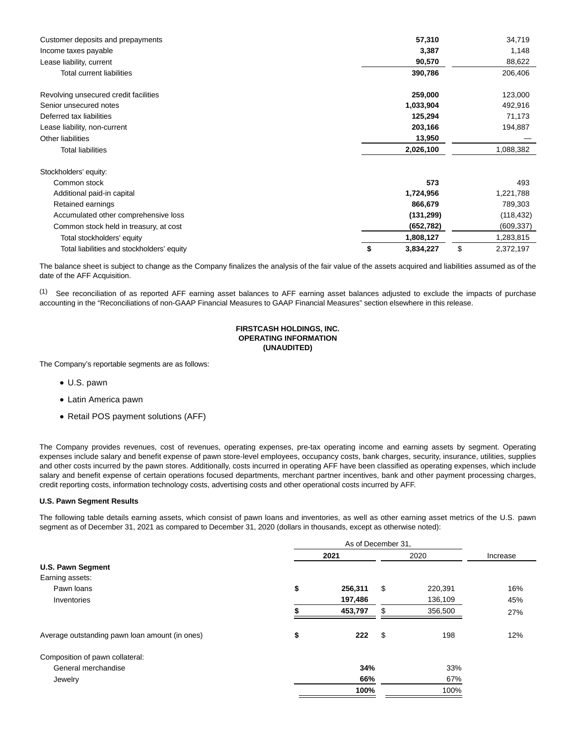| | 2021 | 2020 |
|---|---|---|
| Customer deposits and prepayments | **57,310** | 34,719 |
| Income taxes payable | **3,387** | 1,148 |
| Lease liability, current | **90,570** | 88,622 |
| Total current liabilities | **390,786** | 206,406 |
| | | |
| Revolving unsecured credit facilities | **259,000** | 123,000 |
| Senior unsecured notes | **1,033,904** | 492,916 |
| Deferred tax liabilities | **125,294** | 71,173 |
| Lease liability, non-current | **203,166** | 194,887 |
| Other liabilities | **13,950** | — |
| Total liabilities | **2,026,100** | 1,088,382 |
| | | |
| Stockholders' equity: | | |
| Common stock | **573** | 493 |
| Additional paid-in capital | **1,724,956** | 1,221,788 |
| Retained earnings | **866,679** | 789,303 |
| Accumulated other comprehensive loss | **(131,299)** | (118,432) |
| Common stock held in treasury, at cost | **(652,782)** | (609,337) |
| Total stockholders' equity | **1,808,127** | 1,283,815 |
| Total liabilities and stockholders' equity | **$ 3,834,227** | $ 2,372,197 |

The balance sheet is subject to change as the Company finalizes the analysis of the fair value of the assets acquired and liabilities assumed as of the date of the AFF Acquisition.

(1) See reconciliation of as reported AFF earning asset balances to AFF earning asset balances adjusted to exclude the impacts of purchase accounting in the "Reconciliations of non-GAAP Financial Measures to GAAP Financial Measures" section elsewhere in this release.

**FIRSTCASH HOLDINGS, INC.**
**OPERATING INFORMATION**
**(UNAUDITED)**

The Company's reportable segments are as follows:

- U.S. pawn
- Latin America pawn
- Retail POS payment solutions (AFF)

The Company provides revenues, cost of revenues, operating expenses, pre-tax operating income and earning assets by segment. Operating expenses include salary and benefit expense of pawn store-level employees, occupancy costs, bank charges, security, insurance, utilities, supplies and other costs incurred by the pawn stores. Additionally, costs incurred in operating AFF have been classified as operating expenses, which include salary and benefit expense of certain operations focused departments, merchant partner incentives, bank and other payment processing charges, credit reporting costs, information technology costs, advertising costs and other operational costs incurred by AFF.

**U.S. Pawn Segment Results**

The following table details earning assets, which consist of pawn loans and inventories, as well as other earning asset metrics of the U.S. pawn segment as of December 31, 2021 as compared to December 31, 2020 (dollars in thousands, except as otherwise noted):

| | As of December 31, | | |
|---|---|---|---|
| | **2021** | 2020 | Increase |
| **U.S. Pawn Segment** | | | |
| Earning assets: | | | |
| Pawn loans | **$ 256,311** | $ 220,391 | 16% |
| Inventories | **197,486** | 136,109 | 45% |
| | **$ 453,797** | $ 356,500 | 27% |
| | | | |
| Average outstanding pawn loan amount (in ones) | **$ 222** | $ 198 | 12% |
| | | | |
| Composition of pawn collateral: | | | |
| General merchandise | **34%** | 33% | |
| Jewelry | **66%** | 67% | |
| | **100%** | 100% | |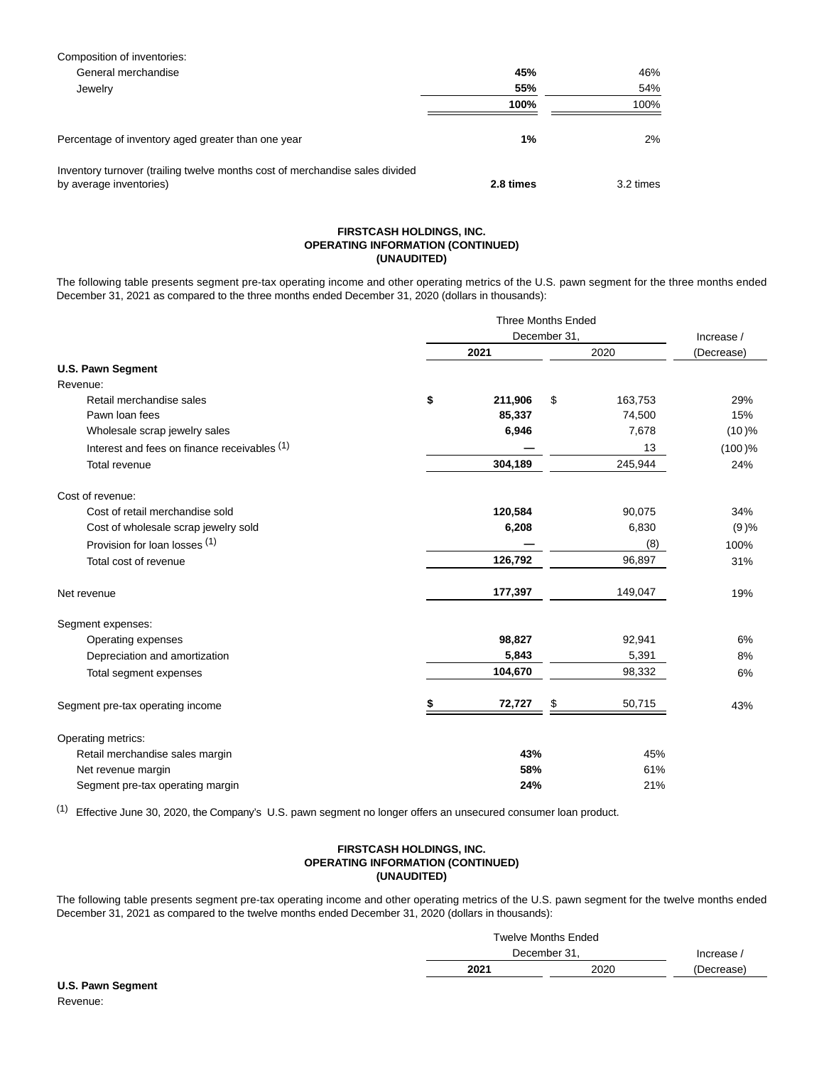| | | |
|---|---|---|
| Composition of inventories: | | |
| General merchandise | **45%** | 46% |
| Jewelry | **55%** | 54% |
| | **100%** | 100% |
| Percentage of inventory aged greater than one year | **1%** | 2% |
| Inventory turnover (trailing twelve months cost of merchandise sales divided by average inventories) | **2.8 times** | 3.2 times |

**FIRSTCASH HOLDINGS, INC.**
**OPERATING INFORMATION (CONTINUED)**
**(UNAUDITED)**

The following table presents segment pre-tax operating income and other operating metrics of the U.S. pawn segment for the three months ended December 31, 2021 as compared to the three months ended December 31, 2020 (dollars in thousands):

| | Three Months Ended December 31, | | Increase / |
|---|---|---|---|
| | **2021** | 2020 | (Decrease) |
| **U.S. Pawn Segment** | | | |
| Revenue: | | | |
| Retail merchandise sales | **$ 211,906** | $ 163,753 | 29% |
| Pawn loan fees | **85,337** | 74,500 | 15% |
| Wholesale scrap jewelry sales | **6,946** | 7,678 | (10)% |
| Interest and fees on finance receivables [(1)] | **—** | 13 | (100)% |
| Total revenue | **304,189** | 245,944 | 24% |
| Cost of revenue: | | | |
| Cost of retail merchandise sold | **120,584** | 90,075 | 34% |
| Cost of wholesale scrap jewelry sold | **6,208** | 6,830 | (9)% |
| Provision for loan losses [(1)] | **—** | (8) | 100% |
| Total cost of revenue | **126,792** | 96,897 | 31% |
| Net revenue | **177,397** | 149,047 | 19% |
| Segment expenses: | | | |
| Operating expenses | **98,827** | 92,941 | 6% |
| Depreciation and amortization | **5,843** | 5,391 | 8% |
| Total segment expenses | **104,670** | 98,332 | 6% |
| Segment pre-tax operating income | **$ 72,727** | $ 50,715 | 43% |
| Operating metrics: | | | |
| Retail merchandise sales margin | **43%** | 45% | |
| Net revenue margin | **58%** | 61% | |
| Segment pre-tax operating margin | **24%** | 21% | |

(1) Effective June 30, 2020, the Company's U.S. pawn segment no longer offers an unsecured consumer loan product.

**FIRSTCASH HOLDINGS, INC.**
**OPERATING INFORMATION (CONTINUED)**
**(UNAUDITED)**

The following table presents segment pre-tax operating income and other operating metrics of the U.S. pawn segment for the twelve months ended December 31, 2021 as compared to the twelve months ended December 31, 2020 (dollars in thousands):

| | Twelve Months Ended December 31, | | Increase / |
|---|---|---|---|
| | **2021** | 2020 | (Decrease) |
| **U.S. Pawn Segment** | | | |
| Revenue: | | | |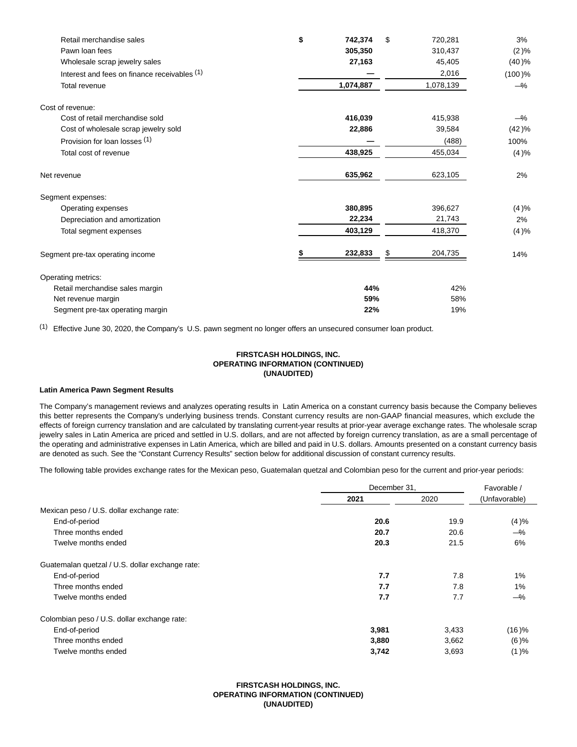| | 2021 | 2020 | |
|---|---|---|---|
| Retail merchandise sales | **$ 742,374** | $ 720,281 | 3% |
| Pawn loan fees | **305,350** | 310,437 | (2)% |
| Wholesale scrap jewelry sales | **27,163** | 45,405 | (40)% |
| Interest and fees on finance receivables [(1)] | **—** | 2,016 | (100)% |
| Total revenue | **1,074,887** | 1,078,139 | —% |
| | | | |
| Cost of revenue: | | | |
| Cost of retail merchandise sold | **416,039** | 415,938 | —% |
| Cost of wholesale scrap jewelry sold | **22,886** | 39,584 | (42)% |
| Provision for loan losses [(1)] | **—** | (488) | 100% |
| Total cost of revenue | **438,925** | 455,034 | (4)% |
| | | | |
| Net revenue | **635,962** | 623,105 | 2% |
| | | | |
| Segment expenses: | | | |
| Operating expenses | **380,895** | 396,627 | (4)% |
| Depreciation and amortization | **22,234** | 21,743 | 2% |
| Total segment expenses | **403,129** | 418,370 | (4)% |
| | | | |
| Segment pre-tax operating income | **$ 232,833** | $ 204,735 | 14% |
| | | | |
| Operating metrics: | | | |
| Retail merchandise sales margin | **44%** | 42% | |
| Net revenue margin | **59%** | 58% | |
| Segment pre-tax operating margin | **22%** | 19% | |

(1) Effective June 30, 2020, the Company's U.S. pawn segment no longer offers an unsecured consumer loan product.

**FIRSTCASH HOLDINGS, INC.**
**OPERATING INFORMATION (CONTINUED)**
**(UNAUDITED)**

**Latin America Pawn Segment Results**

The Company's management reviews and analyzes operating results in Latin America on a constant currency basis because the Company believes this better represents the Company's underlying business trends. Constant currency results are non-GAAP financial measures, which exclude the effects of foreign currency translation and are calculated by translating current-year results at prior-year average exchange rates. The wholesale scrap jewelry sales in Latin America are priced and settled in U.S. dollars, and are not affected by foreign currency translation, as are a small percentage of the operating and administrative expenses in Latin America, which are billed and paid in U.S. dollars. Amounts presented on a constant currency basis are denoted as such. See the "Constant Currency Results" section below for additional discussion of constant currency results.

The following table provides exchange rates for the Mexican peso, Guatemalan quetzal and Colombian peso for the current and prior-year periods:

| | December 31, | | Favorable / |
|---|---|---|---|
| | **2021** | 2020 | (Unfavorable) |
| Mexican peso / U.S. dollar exchange rate: | | | |
| End-of-period | **20.6** | 19.9 | (4)% |
| Three months ended | **20.7** | 20.6 | —% |
| Twelve months ended | **20.3** | 21.5 | 6% |
| | | | |
| Guatemalan quetzal / U.S. dollar exchange rate: | | | |
| End-of-period | **7.7** | 7.8 | 1% |
| Three months ended | **7.7** | 7.8 | 1% |
| Twelve months ended | **7.7** | 7.7 | —% |
| | | | |
| Colombian peso / U.S. dollar exchange rate: | | | |
| End-of-period | **3,981** | 3,433 | (16)% |
| Three months ended | **3,880** | 3,662 | (6)% |
| Twelve months ended | **3,742** | 3,693 | (1)% |

**FIRSTCASH HOLDINGS, INC.**
**OPERATING INFORMATION (CONTINUED)**
**(UNAUDITED)**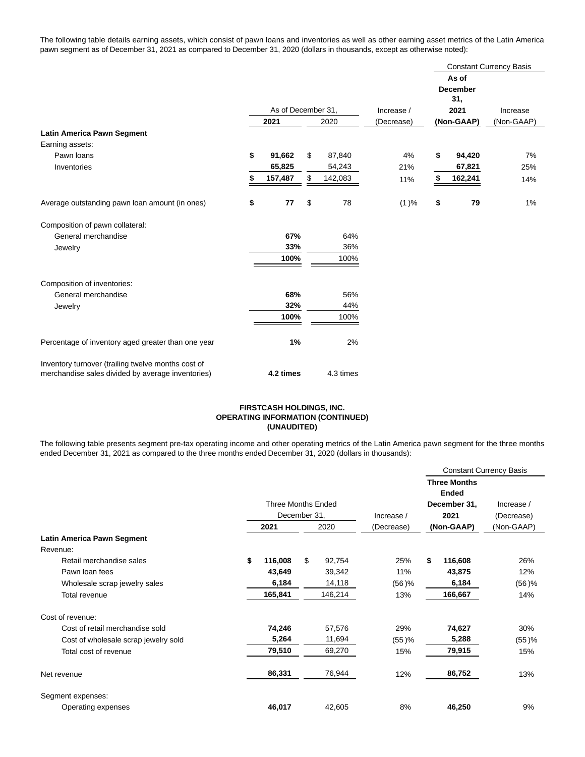The following table details earning assets, which consist of pawn loans and inventories as well as other earning asset metrics of the Latin America pawn segment as of December 31, 2021 as compared to December 31, 2020 (dollars in thousands, except as otherwise noted):

| | As of December 31, | | Increase / | Constant Currency Basis | |
|---|---|---|---|---|---|
| | | | | As of December 31, 2021 | Increase |
| | **2021** | 2020 | (Decrease) | **(Non-GAAP)** | (Non-GAAP) |
| **Latin America Pawn Segment** | | | | | |
| Earning assets: | | | | | |
| Pawn loans | **$ 91,662** | $ 87,840 | 4% | **$ 94,420** | 7% |
| Inventories | **65,825** | 54,243 | 21% | **67,821** | 25% |
| | **$ 157,487** | $ 142,083 | 11% | **$ 162,241** | 14% |
| Average outstanding pawn loan amount (in ones) | **$ 77** | $ 78 | (1)% | **$ 79** | 1% |
| Composition of pawn collateral: | | | | | |
| General merchandise | **67%** | 64% | | | |
| Jewelry | **33%** | 36% | | | |
| | **100%** | 100% | | | |
| Composition of inventories: | | | | | |
| General merchandise | **68%** | 56% | | | |
| Jewelry | **32%** | 44% | | | |
| | **100%** | 100% | | | |
| Percentage of inventory aged greater than one year | **1%** | 2% | | | |
| Inventory turnover (trailing twelve months cost of merchandise sales divided by average inventories) | **4.2 times** | 4.3 times | | | |

**FIRSTCASH HOLDINGS, INC.**
**OPERATING INFORMATION (CONTINUED)**
**(UNAUDITED)**

The following table presents segment pre-tax operating income and other operating metrics of the Latin America pawn segment for the three months ended December 31, 2021 as compared to the three months ended December 31, 2020 (dollars in thousands):

| | Three Months Ended December 31, | | Increase / | Constant Currency Basis | |
|---|---|---|---|---|---|
| | | | | Three Months Ended December 31, 2021 | Increase / (Decrease) |
| | **2021** | 2020 | (Decrease) | **(Non-GAAP)** | (Non-GAAP) |
| **Latin America Pawn Segment** | | | | | |
| Revenue: | | | | | |
| Retail merchandise sales | **$ 116,008** | $ 92,754 | 25% | **$ 116,608** | 26% |
| Pawn loan fees | **43,649** | 39,342 | 11% | **43,875** | 12% |
| Wholesale scrap jewelry sales | **6,184** | 14,118 | (56)% | **6,184** | (56)% |
| Total revenue | **165,841** | 146,214 | 13% | **166,667** | 14% |
| Cost of revenue: | | | | | |
| Cost of retail merchandise sold | **74,246** | 57,576 | 29% | **74,627** | 30% |
| Cost of wholesale scrap jewelry sold | **5,264** | 11,694 | (55)% | **5,288** | (55)% |
| Total cost of revenue | **79,510** | 69,270 | 15% | **79,915** | 15% |
| Net revenue | **86,331** | 76,944 | 12% | **86,752** | 13% |
| Segment expenses: | | | | | |
| Operating expenses | **46,017** | 42,605 | 8% | **46,250** | 9% |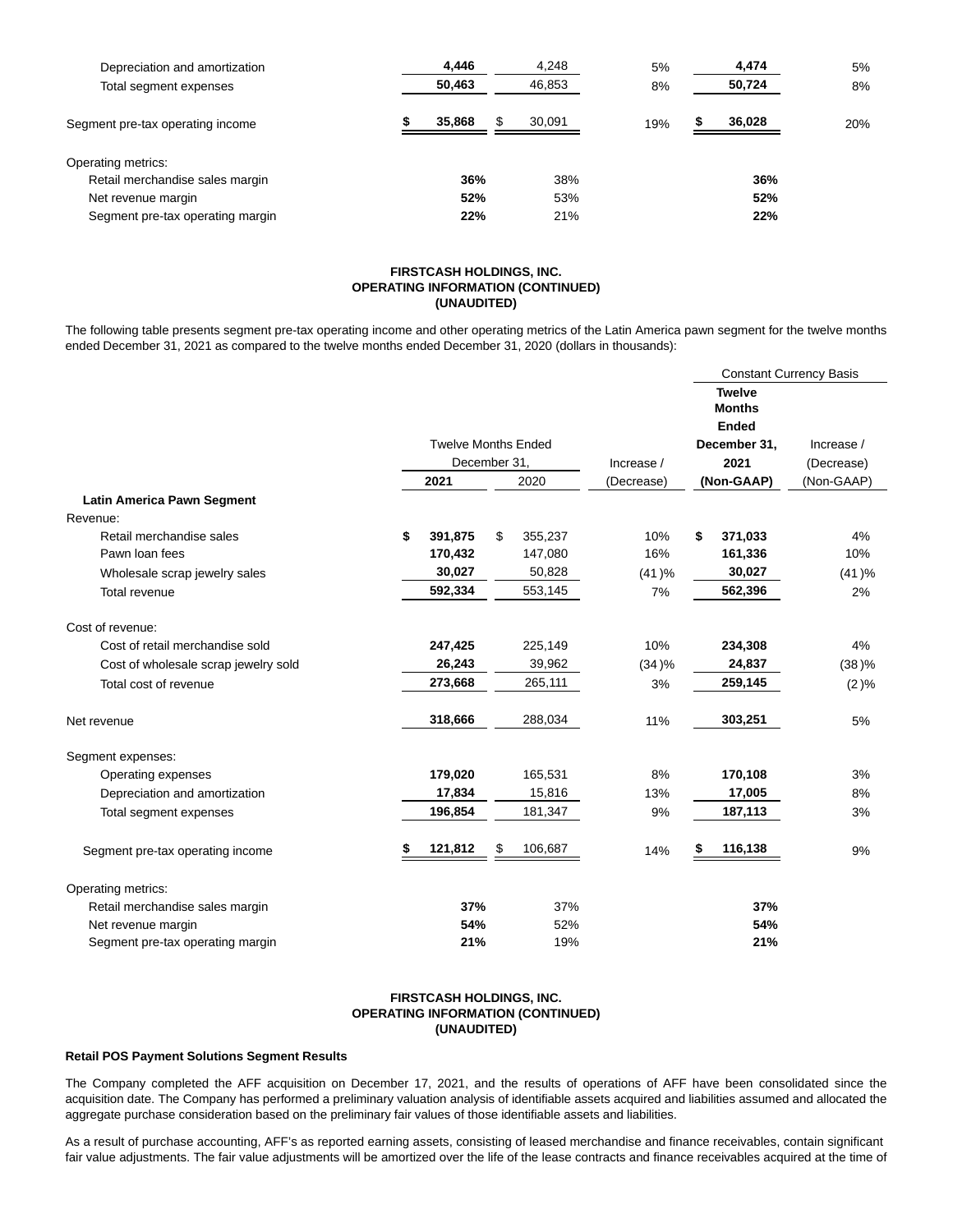| | | | | | |
|---|---|---|---|---|---|
| Depreciation and amortization | **4,446** | 4,248 | 5% | **4,474** | 5% |
| Total segment expenses | **50,463** | 46,853 | 8% | **50,724** | 8% |
| Segment pre-tax operating income | **$ 35,868** | $ 30,091 | 19% | **$ 36,028** | 20% |
| Operating metrics: | | | | | |
| Retail merchandise sales margin | **36%** | 38% | | **36%** | |
| Net revenue margin | **52%** | 53% | | **52%** | |
| Segment pre-tax operating margin | **22%** | 21% | | **22%** | |

**FIRSTCASH HOLDINGS, INC.**
**OPERATING INFORMATION (CONTINUED)**
**(UNAUDITED)**

The following table presents segment pre-tax operating income and other operating metrics of the Latin America pawn segment for the twelve months ended December 31, 2021 as compared to the twelve months ended December 31, 2020 (dollars in thousands):

| | Twelve Months Ended December 31, | | | Constant Currency Basis | |
|---|---|---|---|---|---|
| | **2021** | 2020 | Increase / (Decrease) | **Twelve Months Ended December 31, 2021 (Non-GAAP)** | Increase / (Decrease) (Non-GAAP) |
| **Latin America Pawn Segment** | | | | | |
| Revenue: | | | | | |
| Retail merchandise sales | **$ 391,875** | $ 355,237 | 10% | **$ 371,033** | 4% |
| Pawn loan fees | **170,432** | 147,080 | 16% | **161,336** | 10% |
| Wholesale scrap jewelry sales | **30,027** | 50,828 | (41)% | **30,027** | (41)% |
| Total revenue | **592,334** | 553,145 | 7% | **562,396** | 2% |
| Cost of revenue: | | | | | |
| Cost of retail merchandise sold | **247,425** | 225,149 | 10% | **234,308** | 4% |
| Cost of wholesale scrap jewelry sold | **26,243** | 39,962 | (34)% | **24,837** | (38)% |
| Total cost of revenue | **273,668** | 265,111 | 3% | **259,145** | (2)% |
| Net revenue | **318,666** | 288,034 | 11% | **303,251** | 5% |
| Segment expenses: | | | | | |
| Operating expenses | **179,020** | 165,531 | 8% | **170,108** | 3% |
| Depreciation and amortization | **17,834** | 15,816 | 13% | **17,005** | 8% |
| Total segment expenses | **196,854** | 181,347 | 9% | **187,113** | 3% |
| Segment pre-tax operating income | **$ 121,812** | $ 106,687 | 14% | **$ 116,138** | 9% |
| Operating metrics: | | | | | |
| Retail merchandise sales margin | **37%** | 37% | | **37%** | |
| Net revenue margin | **54%** | 52% | | **54%** | |
| Segment pre-tax operating margin | **21%** | 19% | | **21%** | |

**FIRSTCASH HOLDINGS, INC.**
**OPERATING INFORMATION (CONTINUED)**
**(UNAUDITED)**

**Retail POS Payment Solutions Segment Results**

The Company completed the AFF acquisition on December 17, 2021, and the results of operations of AFF have been consolidated since the acquisition date. The Company has performed a preliminary valuation analysis of identifiable assets acquired and liabilities assumed and allocated the aggregate purchase consideration based on the preliminary fair values of those identifiable assets and liabilities.

As a result of purchase accounting, AFF's as reported earning assets, consisting of leased merchandise and finance receivables, contain significant fair value adjustments. The fair value adjustments will be amortized over the life of the lease contracts and finance receivables acquired at the time of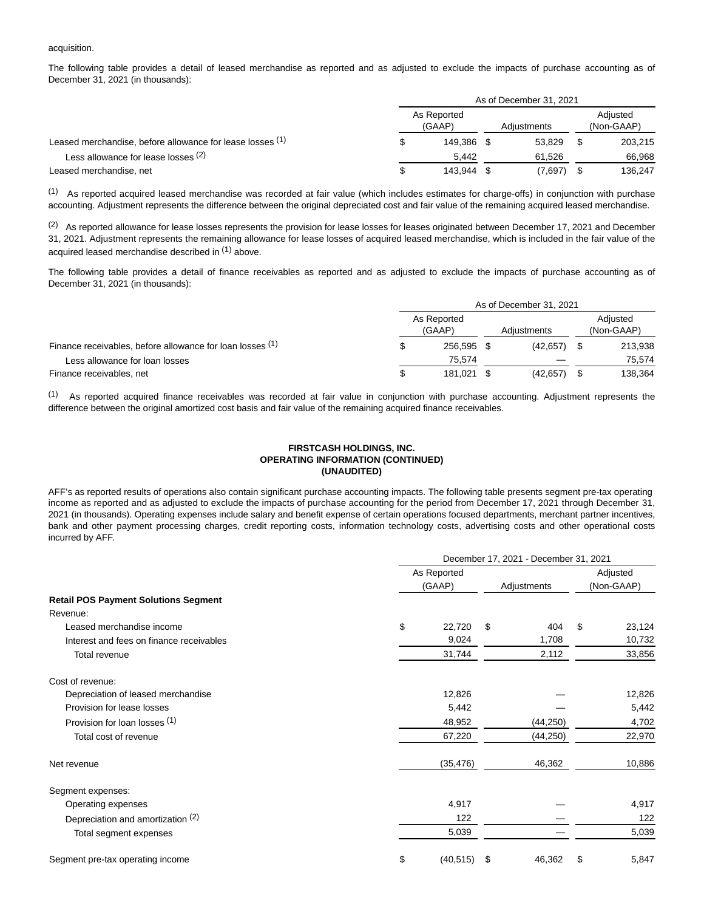acquisition.

The following table provides a detail of leased merchandise as reported and as adjusted to exclude the impacts of purchase accounting as of December 31, 2021 (in thousands):

| | As of December 31, 2021 | | |
|---|---|---|---|
| | As Reported (GAAP) | Adjustments | Adjusted (Non-GAAP) |
| Leased merchandise, before allowance for lease losses [(1)] | $ 149,386 | $ 53,829 | $ 203,215 |
| Less allowance for lease losses [(2)] | 5,442 | 61,526 | 66,968 |
| Leased merchandise, net | $ 143,944 | $ (7,697) | $ 136,247 |

[(1)] As reported acquired leased merchandise was recorded at fair value (which includes estimates for charge-offs) in conjunction with purchase accounting. Adjustment represents the difference between the original depreciated cost and fair value of the remaining acquired leased merchandise.

[(2)] As reported allowance for lease losses represents the provision for lease losses for leases originated between December 17, 2021 and December 31, 2021. Adjustment represents the remaining allowance for lease losses of acquired leased merchandise, which is included in the fair value of the acquired leased merchandise described in [(1)] above.

The following table provides a detail of finance receivables as reported and as adjusted to exclude the impacts of purchase accounting as of December 31, 2021 (in thousands):

| | As of December 31, 2021 | | |
|---|---|---|---|
| | As Reported (GAAP) | Adjustments | Adjusted (Non-GAAP) |
| Finance receivables, before allowance for loan losses [(1)] | $ 256,595 | $ (42,657) | $ 213,938 |
| Less allowance for loan losses | 75,574 | — | 75,574 |
| Finance receivables, net | $ 181,021 | $ (42,657) | $ 138,364 |

[(1)] As reported acquired finance receivables was recorded at fair value in conjunction with purchase accounting. Adjustment represents the difference between the original amortized cost basis and fair value of the remaining acquired finance receivables.

**FIRSTCASH HOLDINGS, INC.**
**OPERATING INFORMATION (CONTINUED)**
**(UNAUDITED)**

AFF's as reported results of operations also contain significant purchase accounting impacts. The following table presents segment pre-tax operating income as reported and as adjusted to exclude the impacts of purchase accounting for the period from December 17, 2021 through December 31, 2021 (in thousands). Operating expenses include salary and benefit expense of certain operations focused departments, merchant partner incentives, bank and other payment processing charges, credit reporting costs, information technology costs, advertising costs and other operational costs incurred by AFF.

| | December 17, 2021 - December 31, 2021 | | |
|---|---|---|---|
| | As Reported (GAAP) | Adjustments | Adjusted (Non-GAAP) |
| **Retail POS Payment Solutions Segment** | | | |
| Revenue: | | | |
| Leased merchandise income | $ 22,720 | $ 404 | $ 23,124 |
| Interest and fees on finance receivables | 9,024 | 1,708 | 10,732 |
| Total revenue | 31,744 | 2,112 | 33,856 |
| | | | |
| Cost of revenue: | | | |
| Depreciation of leased merchandise | 12,826 | — | 12,826 |
| Provision for lease losses | 5,442 | — | 5,442 |
| Provision for loan losses [(1)] | 48,952 | (44,250) | 4,702 |
| Total cost of revenue | 67,220 | (44,250) | 22,970 |
| | | | |
| Net revenue | (35,476) | 46,362 | 10,886 |
| | | | |
| Segment expenses: | | | |
| Operating expenses | 4,917 | — | 4,917 |
| Depreciation and amortization [(2)] | 122 | — | 122 |
| Total segment expenses | 5,039 | — | 5,039 |
| | | | |
| Segment pre-tax operating income | $ (40,515) | $ 46,362 | $ 5,847 |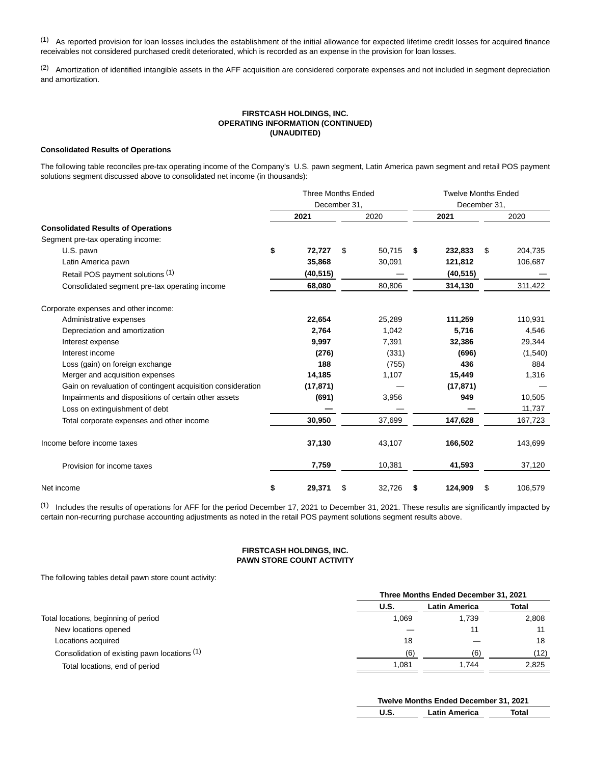(1) As reported provision for loan losses includes the establishment of the initial allowance for expected lifetime credit losses for acquired finance receivables not considered purchased credit deteriorated, which is recorded as an expense in the provision for loan losses.

(2) Amortization of identified intangible assets in the AFF acquisition are considered corporate expenses and not included in segment depreciation and amortization.

**FIRSTCASH HOLDINGS, INC.**
**OPERATING INFORMATION (CONTINUED)**
**(UNAUDITED)**

**Consolidated Results of Operations**

The following table reconciles pre-tax operating income of the Company's U.S. pawn segment, Latin America pawn segment and retail POS payment solutions segment discussed above to consolidated net income (in thousands):

| | Three Months Ended December 31, | | Twelve Months Ended December 31, | |
|---|---|---|---|---|
| | **2021** | 2020 | **2021** | 2020 |
| **Consolidated Results of Operations** | | | | |
| Segment pre-tax operating income: | | | | |
| U.S. pawn | **$ 72,727** | $ 50,715 | **$ 232,833** | $ 204,735 |
| Latin America pawn | **35,868** | 30,091 | **121,812** | 106,687 |
| Retail POS payment solutions [1] | **(40,515)** | — | **(40,515)** | — |
| Consolidated segment pre-tax operating income | **68,080** | 80,806 | **314,130** | 311,422 |
| Corporate expenses and other income: | | | | |
| Administrative expenses | **22,654** | 25,289 | **111,259** | 110,931 |
| Depreciation and amortization | **2,764** | 1,042 | **5,716** | 4,546 |
| Interest expense | **9,997** | 7,391 | **32,386** | 29,344 |
| Interest income | **(276)** | (331) | **(696)** | (1,540) |
| Loss (gain) on foreign exchange | **188** | (755) | **436** | 884 |
| Merger and acquisition expenses | **14,185** | 1,107 | **15,449** | 1,316 |
| Gain on revaluation of contingent acquisition consideration | **(17,871)** | — | **(17,871)** | — |
| Impairments and dispositions of certain other assets | **(691)** | 3,956 | **949** | 10,505 |
| Loss on extinguishment of debt | **—** | — | **—** | 11,737 |
| Total corporate expenses and other income | **30,950** | 37,699 | **147,628** | 167,723 |
| Income before income taxes | **37,130** | 43,107 | **166,502** | 143,699 |
| Provision for income taxes | **7,759** | 10,381 | **41,593** | 37,120 |
| Net income | **$ 29,371** | $ 32,726 | **$ 124,909** | $ 106,579 |

(1) Includes the results of operations for AFF for the period December 17, 2021 to December 31, 2021. These results are significantly impacted by certain non-recurring purchase accounting adjustments as noted in the retail POS payment solutions segment results above.

**FIRSTCASH HOLDINGS, INC.**
**PAWN STORE COUNT ACTIVITY**

The following tables detail pawn store count activity:

| | Three Months Ended December 31, 2021 | | |
|---|---|---|---|
| | **U.S.** | **Latin America** | **Total** |
| Total locations, beginning of period | 1,069 | 1,739 | 2,808 |
| New locations opened | — | 11 | 11 |
| Locations acquired | 18 | — | 18 |
| Consolidation of existing pawn locations [1] | (6) | (6) | (12) |
| Total locations, end of period | 1,081 | 1,744 | 2,825 |

| | Twelve Months Ended December 31, 2021 | | |
|---|---|---|---|
| | **U.S.** | **Latin America** | **Total** |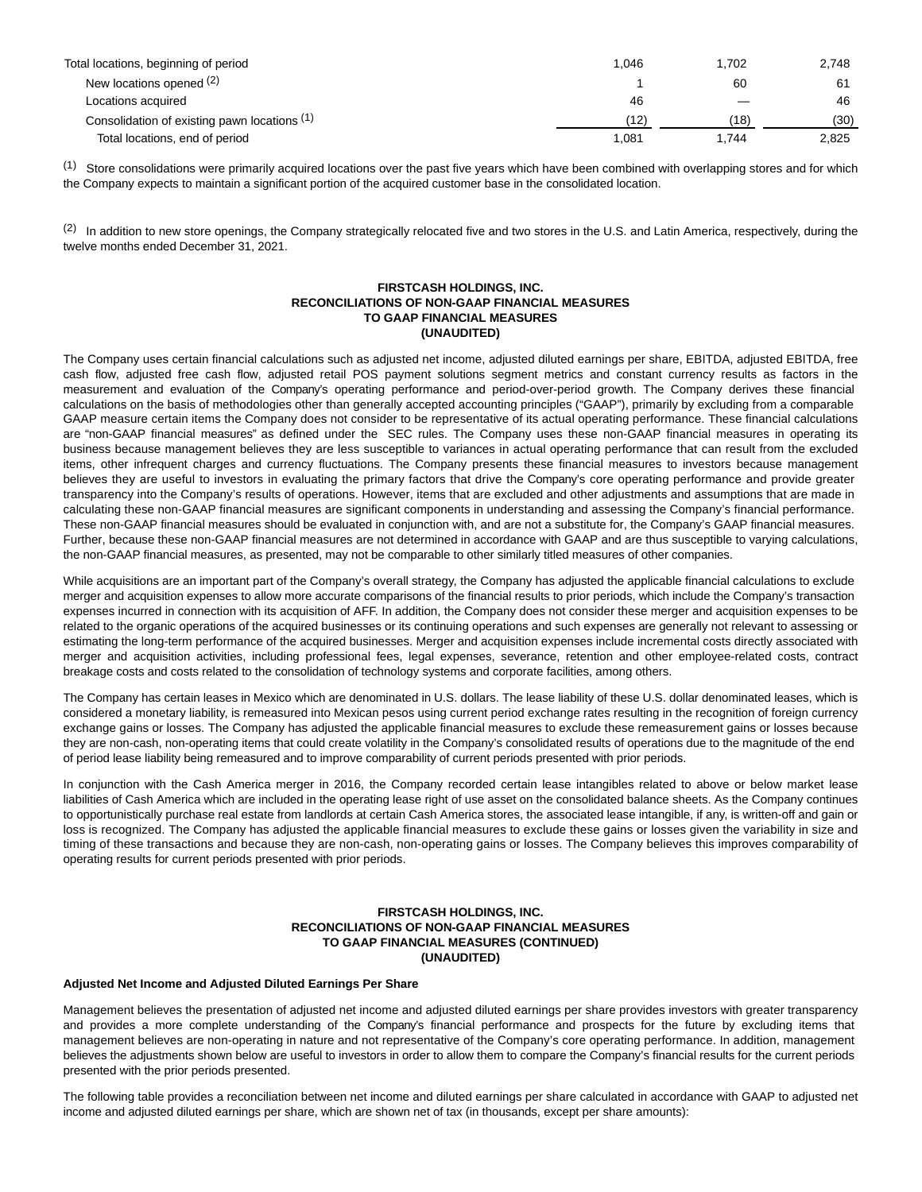| | | | |
|---|---|---|---|
| Total locations, beginning of period | 1,046 | 1,702 | 2,748 |
| New locations opened [(2)] | 1 | 60 | 61 |
| Locations acquired | 46 | — | 46 |
| Consolidation of existing pawn locations [(1)] | (12) | (18) | (30) |
| Total locations, end of period | 1,081 | 1,744 | 2,825 |

[(1)] Store consolidations were primarily acquired locations over the past five years which have been combined with overlapping stores and for which the Company expects to maintain a significant portion of the acquired customer base in the consolidated location.

[(2)] In addition to new store openings, the Company strategically relocated five and two stores in the U.S. and Latin America, respectively, during the twelve months ended December 31, 2021.

**FIRSTCASH HOLDINGS, INC.**
**RECONCILIATIONS OF NON-GAAP FINANCIAL MEASURES**
**TO GAAP FINANCIAL MEASURES**
**(UNAUDITED)**

The Company uses certain financial calculations such as adjusted net income, adjusted diluted earnings per share, EBITDA, adjusted EBITDA, free cash flow, adjusted free cash flow, adjusted retail POS payment solutions segment metrics and constant currency results as factors in the measurement and evaluation of the Company's operating performance and period-over-period growth. The Company derives these financial calculations on the basis of methodologies other than generally accepted accounting principles ("GAAP"), primarily by excluding from a comparable GAAP measure certain items the Company does not consider to be representative of its actual operating performance. These financial calculations are "non-GAAP financial measures" as defined under the SEC rules. The Company uses these non-GAAP financial measures in operating its business because management believes they are less susceptible to variances in actual operating performance that can result from the excluded items, other infrequent charges and currency fluctuations. The Company presents these financial measures to investors because management believes they are useful to investors in evaluating the primary factors that drive the Company's core operating performance and provide greater transparency into the Company's results of operations. However, items that are excluded and other adjustments and assumptions that are made in calculating these non-GAAP financial measures are significant components in understanding and assessing the Company's financial performance. These non-GAAP financial measures should be evaluated in conjunction with, and are not a substitute for, the Company's GAAP financial measures. Further, because these non-GAAP financial measures are not determined in accordance with GAAP and are thus susceptible to varying calculations, the non-GAAP financial measures, as presented, may not be comparable to other similarly titled measures of other companies.

While acquisitions are an important part of the Company's overall strategy, the Company has adjusted the applicable financial calculations to exclude merger and acquisition expenses to allow more accurate comparisons of the financial results to prior periods, which include the Company's transaction expenses incurred in connection with its acquisition of AFF. In addition, the Company does not consider these merger and acquisition expenses to be related to the organic operations of the acquired businesses or its continuing operations and such expenses are generally not relevant to assessing or estimating the long-term performance of the acquired businesses. Merger and acquisition expenses include incremental costs directly associated with merger and acquisition activities, including professional fees, legal expenses, severance, retention and other employee-related costs, contract breakage costs and costs related to the consolidation of technology systems and corporate facilities, among others.

The Company has certain leases in Mexico which are denominated in U.S. dollars. The lease liability of these U.S. dollar denominated leases, which is considered a monetary liability, is remeasured into Mexican pesos using current period exchange rates resulting in the recognition of foreign currency exchange gains or losses. The Company has adjusted the applicable financial measures to exclude these remeasurement gains or losses because they are non-cash, non-operating items that could create volatility in the Company's consolidated results of operations due to the magnitude of the end of period lease liability being remeasured and to improve comparability of current periods presented with prior periods.

In conjunction with the Cash America merger in 2016, the Company recorded certain lease intangibles related to above or below market lease liabilities of Cash America which are included in the operating lease right of use asset on the consolidated balance sheets. As the Company continues to opportunistically purchase real estate from landlords at certain Cash America stores, the associated lease intangible, if any, is written-off and gain or loss is recognized. The Company has adjusted the applicable financial measures to exclude these gains or losses given the variability in size and timing of these transactions and because they are non-cash, non-operating gains or losses. The Company believes this improves comparability of operating results for current periods presented with prior periods.

**FIRSTCASH HOLDINGS, INC.**
**RECONCILIATIONS OF NON-GAAP FINANCIAL MEASURES**
**TO GAAP FINANCIAL MEASURES (CONTINUED)**
**(UNAUDITED)**

**Adjusted Net Income and Adjusted Diluted Earnings Per Share**

Management believes the presentation of adjusted net income and adjusted diluted earnings per share provides investors with greater transparency and provides a more complete understanding of the Company's financial performance and prospects for the future by excluding items that management believes are non-operating in nature and not representative of the Company's core operating performance. In addition, management believes the adjustments shown below are useful to investors in order to allow them to compare the Company's financial results for the current periods presented with the prior periods presented.

The following table provides a reconciliation between net income and diluted earnings per share calculated in accordance with GAAP to adjusted net income and adjusted diluted earnings per share, which are shown net of tax (in thousands, except per share amounts):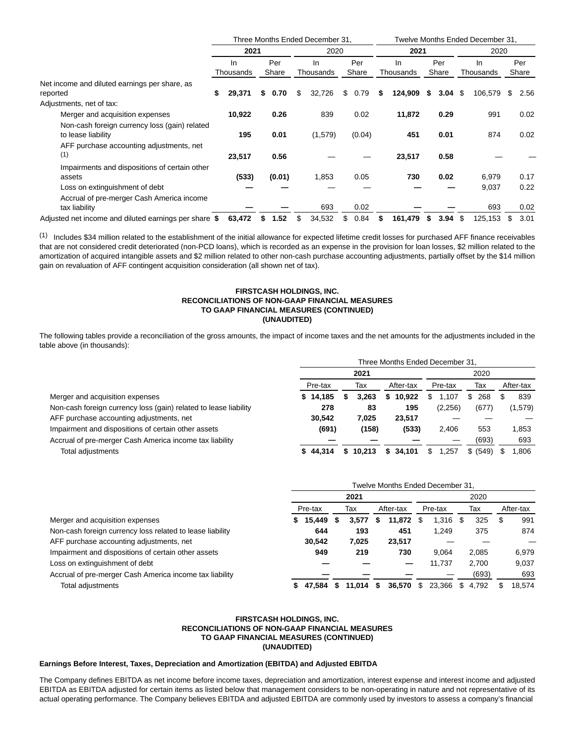| | Three Months Ended December 31, | | | | Twelve Months Ended December 31, | | | |
|---|---|---|---|---|---|---|---|---|
| | 2021 | | 2020 | | 2021 | | 2020 | |
| | In Thousands | Per Share | In Thousands | Per Share | In Thousands | Per Share | In Thousands | Per Share |
| Net income and diluted earnings per share, as reported | **$ 29,371** | **$ 0.70** | $ 32,726 | $ 0.79 | **$ 124,909** | **$ 3.04** | $ 106,579 | $ 2.56 |
| Adjustments, net of tax: | | | | | | | | |
| Merger and acquisition expenses | **10,922** | **0.26** | 839 | 0.02 | **11,872** | **0.29** | 991 | 0.02 |
| Non-cash foreign currency loss (gain) related to lease liability | **195** | **0.01** | (1,579) | (0.04) | **451** | **0.01** | 874 | 0.02 |
| AFF purchase accounting adjustments, net [(1)] | **23,517** | **0.56** | — | — | **23,517** | **0.58** | — | — |
| Impairments and dispositions of certain other assets | **(533)** | **(0.01)** | 1,853 | 0.05 | **730** | **0.02** | 6,979 | 0.17 |
| Loss on extinguishment of debt | **—** | **—** | — | — | **—** | **—** | 9,037 | 0.22 |
| Accrual of pre-merger Cash America income tax liability | **—** | **—** | 693 | 0.02 | **—** | **—** | 693 | 0.02 |
| Adjusted net income and diluted earnings per share | **$ 63,472** | **$ 1.52** | $ 34,532 | $ 0.84 | **$ 161,479** | **$ 3.94** | $ 125,153 | $ 3.01 |

(1) Includes $34 million related to the establishment of the initial allowance for expected lifetime credit losses for purchased AFF finance receivables that are not considered credit deteriorated (non-PCD loans), which is recorded as an expense in the provision for loan losses, $2 million related to the amortization of acquired intangible assets and $2 million related to other non-cash purchase accounting adjustments, partially offset by the $14 million gain on revaluation of AFF contingent acquisition consideration (all shown net of tax).

**FIRSTCASH HOLDINGS, INC.**
**RECONCILIATIONS OF NON-GAAP FINANCIAL MEASURES**
**TO GAAP FINANCIAL MEASURES (CONTINUED)**
**(UNAUDITED)**

The following tables provide a reconciliation of the gross amounts, the impact of income taxes and the net amounts for the adjustments included in the table above (in thousands):

| | Three Months Ended December 31, | | | | | |
|---|---|---|---|---|---|---|
| | 2021 | | | 2020 | | |
| | Pre-tax | Tax | After-tax | Pre-tax | Tax | After-tax |
| Merger and acquisition expenses | **$ 14,185** | **$ 3,263** | **$ 10,922** | $ 1,107 | $ 268 | $ 839 |
| Non-cash foreign currency loss (gain) related to lease liability | **278** | **83** | **195** | (2,256) | (677) | (1,579) |
| AFF purchase accounting adjustments, net | **30,542** | **7,025** | **23,517** | — | — | — |
| Impairment and dispositions of certain other assets | **(691)** | **(158)** | **(533)** | 2,406 | 553 | 1,853 |
| Accrual of pre-merger Cash America income tax liability | **—** | **—** | **—** | — | (693) | 693 |
| Total adjustments | **$ 44,314** | **$ 10,213** | **$ 34,101** | $ 1,257 | $ (549) | $ 1,806 |

| | Twelve Months Ended December 31, | | | | | |
|---|---|---|---|---|---|---|
| | 2021 | | | 2020 | | |
| | Pre-tax | Tax | After-tax | Pre-tax | Tax | After-tax |
| Merger and acquisition expenses | **$ 15,449** | **$ 3,577** | **$ 11,872** | $ 1,316 | $ 325 | $ 991 |
| Non-cash foreign currency loss related to lease liability | **644** | **193** | **451** | 1,249 | 375 | 874 |
| AFF purchase accounting adjustments, net | **30,542** | **7,025** | **23,517** | — | — | — |
| Impairment and dispositions of certain other assets | **949** | **219** | **730** | 9,064 | 2,085 | 6,979 |
| Loss on extinguishment of debt | **—** | **—** | **—** | 11,737 | 2,700 | 9,037 |
| Accrual of pre-merger Cash America income tax liability | **—** | **—** | **—** | — | (693) | 693 |
| Total adjustments | **$ 47,584** | **$ 11,014** | **$ 36,570** | $ 23,366 | $ 4,792 | $ 18,574 |

**FIRSTCASH HOLDINGS, INC.**
**RECONCILIATIONS OF NON-GAAP FINANCIAL MEASURES**
**TO GAAP FINANCIAL MEASURES (CONTINUED)**
**(UNAUDITED)**

**Earnings Before Interest, Taxes, Depreciation and Amortization (EBITDA) and Adjusted EBITDA**

The Company defines EBITDA as net income before income taxes, depreciation and amortization, interest expense and interest income and adjusted EBITDA as EBITDA adjusted for certain items as listed below that management considers to be non-operating in nature and not representative of its actual operating performance. The Company believes EBITDA and adjusted EBITDA are commonly used by investors to assess a company's financial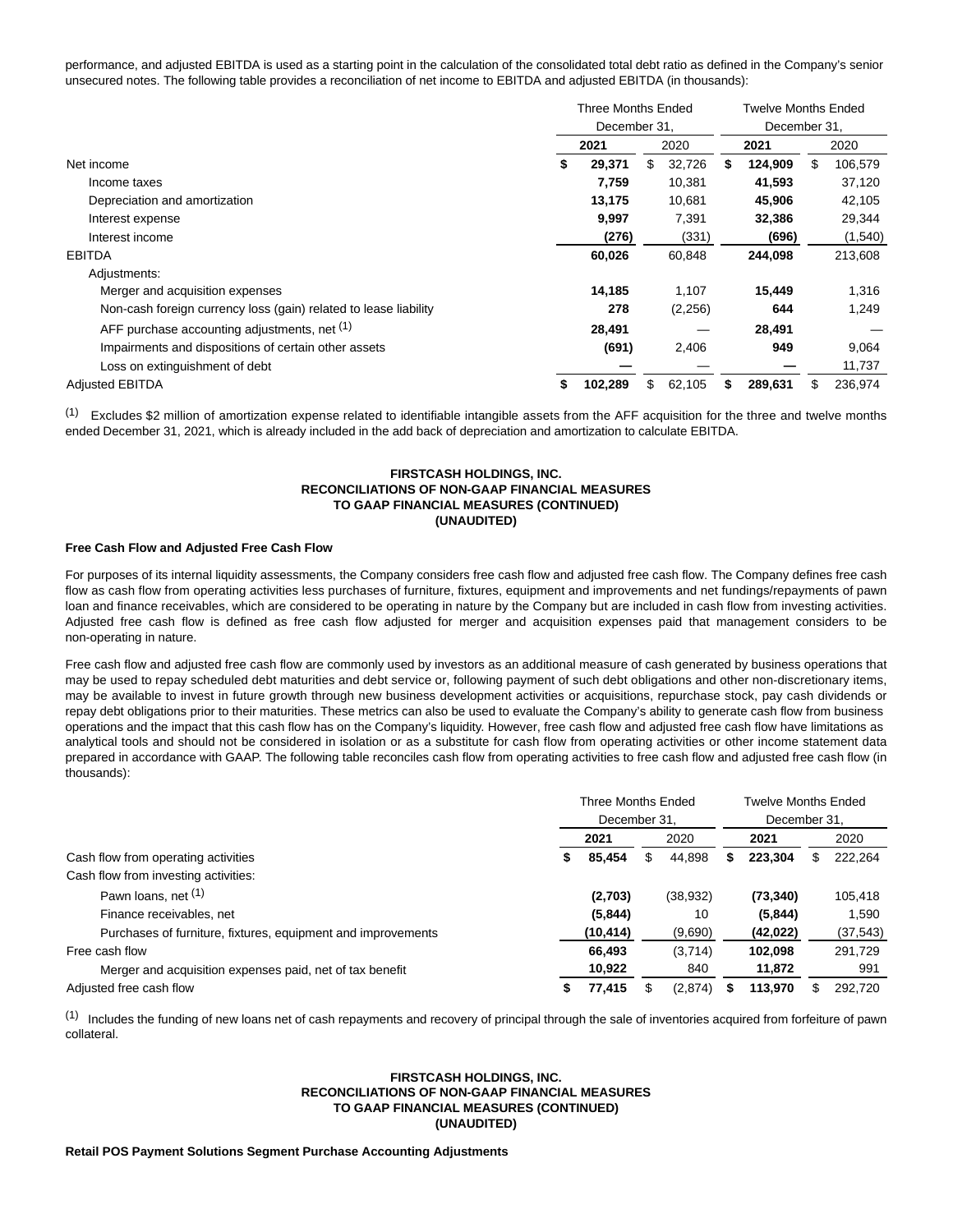performance, and adjusted EBITDA is used as a starting point in the calculation of the consolidated total debt ratio as defined in the Company's senior unsecured notes. The following table provides a reconciliation of net income to EBITDA and adjusted EBITDA (in thousands):

| | Three Months Ended December 31, | | Twelve Months Ended December 31, | |
|---|---|---|---|---|
| | **2021** | 2020 | **2021** | 2020 |
| Net income | **$ 29,371** | $ 32,726 | **$ 124,909** | $ 106,579 |
| Income taxes | **7,759** | 10,381 | **41,593** | 37,120 |
| Depreciation and amortization | **13,175** | 10,681 | **45,906** | 42,105 |
| Interest expense | **9,997** | 7,391 | **32,386** | 29,344 |
| Interest income | **(276)** | (331) | **(696)** | (1,540) |
| EBITDA | **60,026** | 60,848 | **244,098** | 213,608 |
| Adjustments: | | | | |
| Merger and acquisition expenses | **14,185** | 1,107 | **15,449** | 1,316 |
| Non-cash foreign currency loss (gain) related to lease liability | **278** | (2,256) | **644** | 1,249 |
| AFF purchase accounting adjustments, net [1] | **28,491** | — | **28,491** | — |
| Impairments and dispositions of certain other assets | **(691)** | 2,406 | **949** | 9,064 |
| Loss on extinguishment of debt | **—** | — | **—** | 11,737 |
| Adjusted EBITDA | **$ 102,289** | $ 62,105 | **$ 289,631** | $ 236,974 |

[1] Excludes $2 million of amortization expense related to identifiable intangible assets from the AFF acquisition for the three and twelve months ended December 31, 2021, which is already included in the add back of depreciation and amortization to calculate EBITDA.

**FIRSTCASH HOLDINGS, INC.**
**RECONCILIATIONS OF NON-GAAP FINANCIAL MEASURES**
**TO GAAP FINANCIAL MEASURES (CONTINUED)**
**(UNAUDITED)**

**Free Cash Flow and Adjusted Free Cash Flow**

For purposes of its internal liquidity assessments, the Company considers free cash flow and adjusted free cash flow. The Company defines free cash flow as cash flow from operating activities less purchases of furniture, fixtures, equipment and improvements and net fundings/repayments of pawn loan and finance receivables, which are considered to be operating in nature by the Company but are included in cash flow from investing activities. Adjusted free cash flow is defined as free cash flow adjusted for merger and acquisition expenses paid that management considers to be non-operating in nature.

Free cash flow and adjusted free cash flow are commonly used by investors as an additional measure of cash generated by business operations that may be used to repay scheduled debt maturities and debt service or, following payment of such debt obligations and other non-discretionary items, may be available to invest in future growth through new business development activities or acquisitions, repurchase stock, pay cash dividends or repay debt obligations prior to their maturities. These metrics can also be used to evaluate the Company's ability to generate cash flow from business operations and the impact that this cash flow has on the Company's liquidity. However, free cash flow and adjusted free cash flow have limitations as analytical tools and should not be considered in isolation or as a substitute for cash flow from operating activities or other income statement data prepared in accordance with GAAP. The following table reconciles cash flow from operating activities to free cash flow and adjusted free cash flow (in thousands):

| | Three Months Ended December 31, | | Twelve Months Ended December 31, | |
|---|---|---|---|---|
| | **2021** | 2020 | **2021** | 2020 |
| Cash flow from operating activities | **$ 85,454** | $ 44,898 | **$ 223,304** | $ 222,264 |
| Cash flow from investing activities: | | | | |
| Pawn loans, net [1] | **(2,703)** | (38,932) | **(73,340)** | 105,418 |
| Finance receivables, net | **(5,844)** | 10 | **(5,844)** | 1,590 |
| Purchases of furniture, fixtures, equipment and improvements | **(10,414)** | (9,690) | **(42,022)** | (37,543) |
| Free cash flow | **66,493** | (3,714) | **102,098** | 291,729 |
| Merger and acquisition expenses paid, net of tax benefit | **10,922** | 840 | **11,872** | 991 |
| Adjusted free cash flow | **$ 77,415** | $ (2,874) | **$ 113,970** | $ 292,720 |

[1] Includes the funding of new loans net of cash repayments and recovery of principal through the sale of inventories acquired from forfeiture of pawn collateral.

**FIRSTCASH HOLDINGS, INC.**
**RECONCILIATIONS OF NON-GAAP FINANCIAL MEASURES**
**TO GAAP FINANCIAL MEASURES (CONTINUED)**
**(UNAUDITED)**

**Retail POS Payment Solutions Segment Purchase Accounting Adjustments**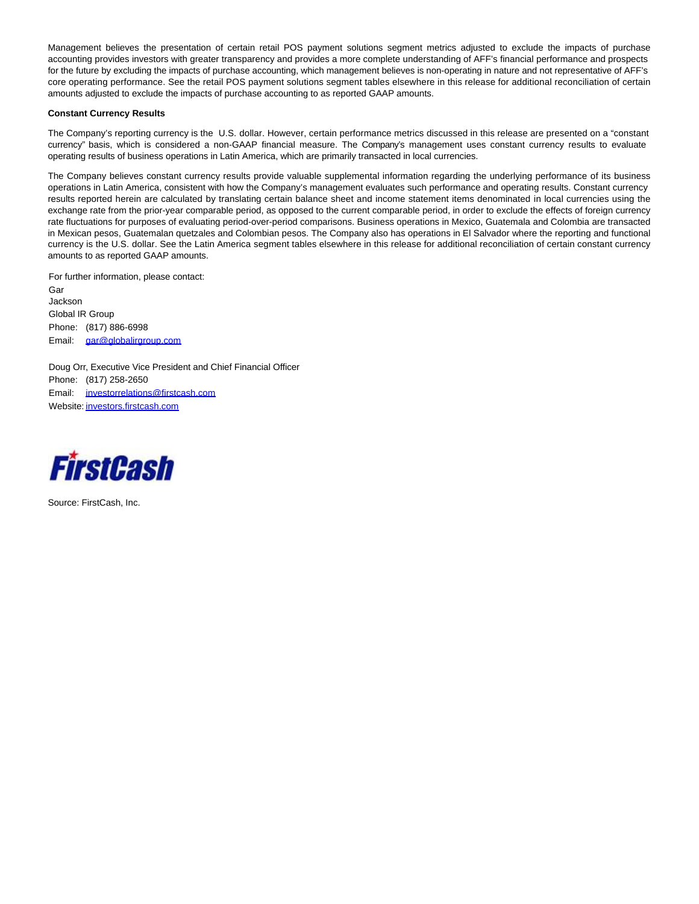Management believes the presentation of certain retail POS payment solutions segment metrics adjusted to exclude the impacts of purchase accounting provides investors with greater transparency and provides a more complete understanding of AFF's financial performance and prospects for the future by excluding the impacts of purchase accounting, which management believes is non-operating in nature and not representative of AFF's core operating performance. See the retail POS payment solutions segment tables elsewhere in this release for additional reconciliation of certain amounts adjusted to exclude the impacts of purchase accounting to as reported GAAP amounts.

**Constant Currency Results**

The Company's reporting currency is the U.S. dollar. However, certain performance metrics discussed in this release are presented on a "constant currency" basis, which is considered a non-GAAP financial measure. The Company's management uses constant currency results to evaluate operating results of business operations in Latin America, which are primarily transacted in local currencies.

The Company believes constant currency results provide valuable supplemental information regarding the underlying performance of its business operations in Latin America, consistent with how the Company's management evaluates such performance and operating results. Constant currency results reported herein are calculated by translating certain balance sheet and income statement items denominated in local currencies using the exchange rate from the prior-year comparable period, as opposed to the current comparable period, in order to exclude the effects of foreign currency rate fluctuations for purposes of evaluating period-over-period comparisons. Business operations in Mexico, Guatemala and Colombia are transacted in Mexican pesos, Guatemalan quetzales and Colombian pesos. The Company also has operations in El Salvador where the reporting and functional currency is the U.S. dollar. See the Latin America segment tables elsewhere in this release for additional reconciliation of certain constant currency amounts to as reported GAAP amounts.

For further information, please contact:
Gar
Jackson
Global IR Group
Phone: (817) 886-6998
Email: gar@globalirgroup.com

Doug Orr, Executive Vice President and Chief Financial Officer
Phone: (817) 258-2650
Email: investorrelations@firstcash.com
Website: investors.firstcash.com

FirstCash

Source: FirstCash, Inc.